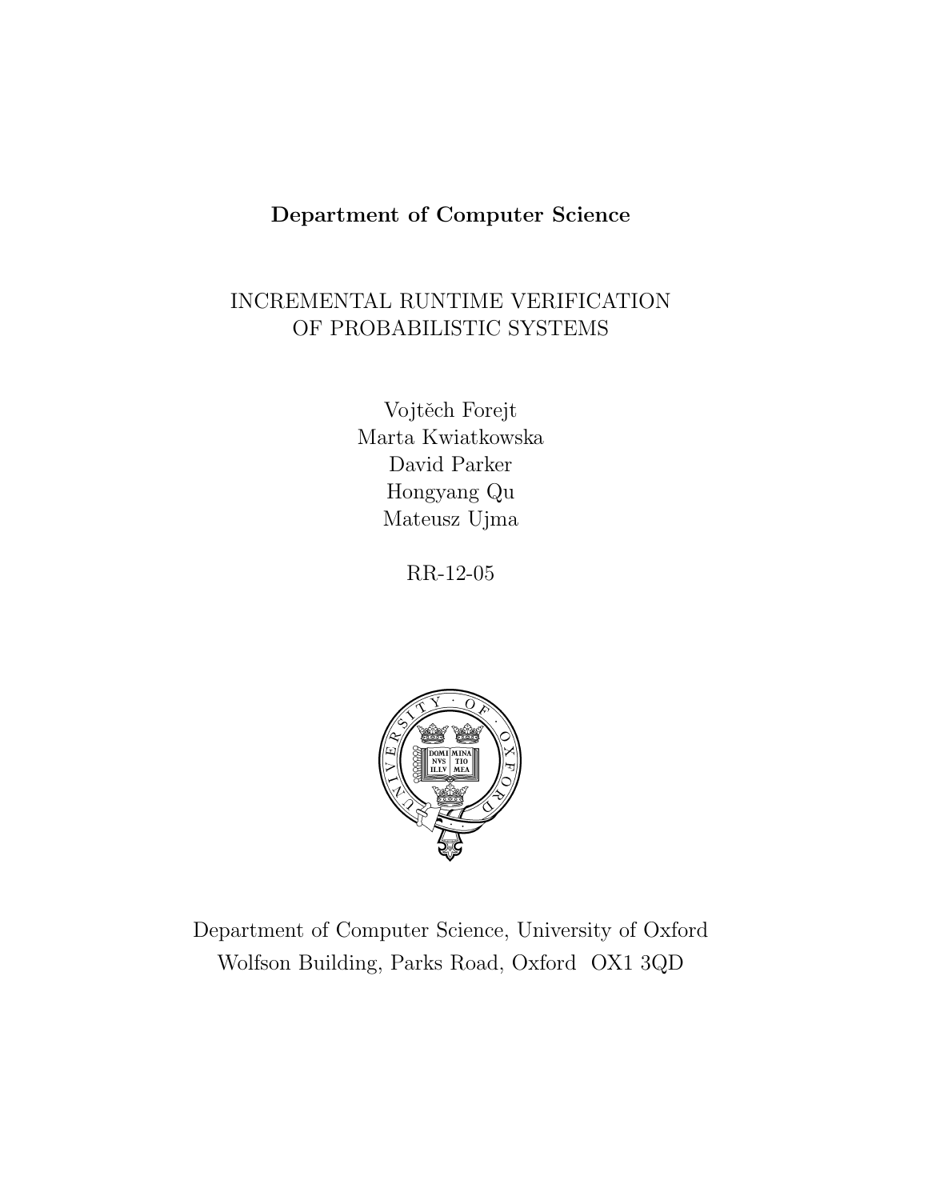**Department of Computer Science**

# INCREMENTAL RUNTIME VERIFICATION OF PROBABILISTIC SYSTEMS

Vojtěch Forejt
Marta Kwiatkowska
David Parker
Hongyang Qu
Mateusz Ujma

RR-12-05

Department of Computer Science, University of Oxford
Wolfson Building, Parks Road, Oxford OX1 3QD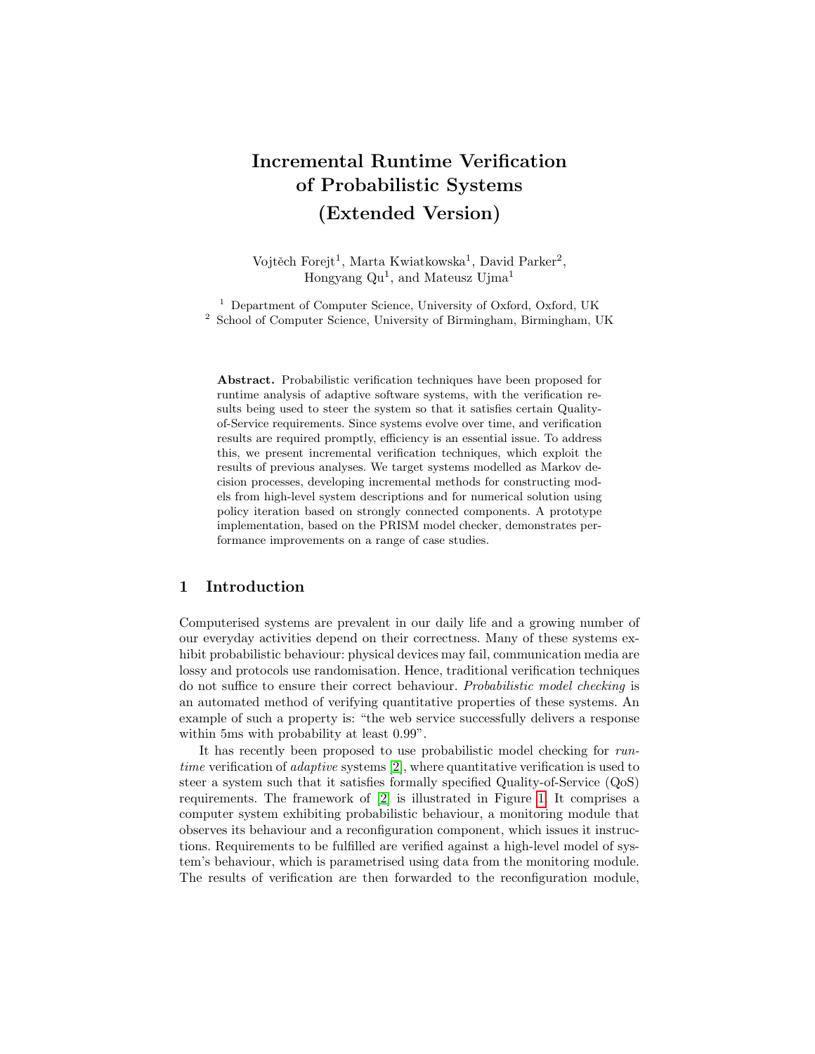# Incremental Runtime Verification of Probabilistic Systems (Extended Version)

Vojtěch Forejt[1], Marta Kwiatkowska[1], David Parker[2], Hongyang Qu[1], and Mateusz Ujma[1]

[1] Department of Computer Science, University of Oxford, Oxford, UK
[2] School of Computer Science, University of Birmingham, Birmingham, UK

**Abstract.** Probabilistic verification techniques have been proposed for runtime analysis of adaptive software systems, with the verification results being used to steer the system so that it satisfies certain Quality-of-Service requirements. Since systems evolve over time, and verification results are required promptly, efficiency is an essential issue. To address this, we present incremental verification techniques, which exploit the results of previous analyses. We target systems modelled as Markov decision processes, developing incremental methods for constructing models from high-level system descriptions and for numerical solution using policy iteration based on strongly connected components. A prototype implementation, based on the PRISM model checker, demonstrates performance improvements on a range of case studies.

## 1 Introduction

Computerised systems are prevalent in our daily life and a growing number of our everyday activities depend on their correctness. Many of these systems exhibit probabilistic behaviour: physical devices may fail, communication media are lossy and protocols use randomisation. Hence, traditional verification techniques do not suffice to ensure their correct behaviour. *Probabilistic model checking* is an automated method of verifying quantitative properties of these systems. An example of such a property is: "the web service successfully delivers a response within 5ms with probability at least 0.99".

It has recently been proposed to use probabilistic model checking for *runtime* verification of *adaptive* systems [2], where quantitative verification is used to steer a system such that it satisfies formally specified Quality-of-Service (QoS) requirements. The framework of [2] is illustrated in Figure 1. It comprises a computer system exhibiting probabilistic behaviour, a monitoring module that observes its behaviour and a reconfiguration component, which issues it instructions. Requirements to be fulfilled are verified against a high-level model of system's behaviour, which is parametrised using data from the monitoring module. The results of verification are then forwarded to the reconfiguration module,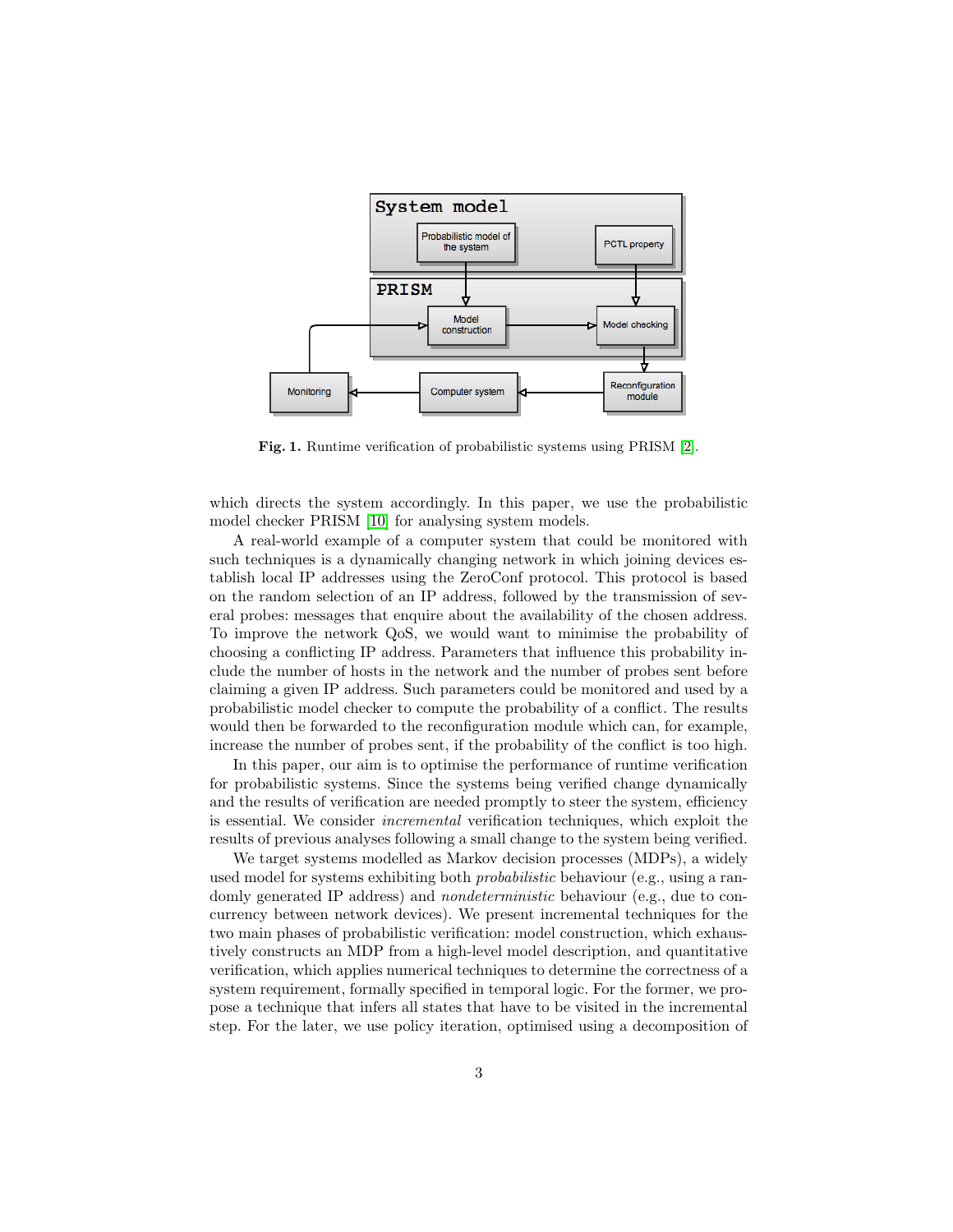Fig. 1. Runtime verification of probabilistic systems using PRISM [2].

which directs the system accordingly. In this paper, we use the probabilistic model checker PRISM [10] for analysing system models.

A real-world example of a computer system that could be monitored with such techniques is a dynamically changing network in which joining devices establish local IP addresses using the ZeroConf protocol. This protocol is based on the random selection of an IP address, followed by the transmission of several probes: messages that enquire about the availability of the chosen address. To improve the network QoS, we would want to minimise the probability of choosing a conflicting IP address. Parameters that influence this probability include the number of hosts in the network and the number of probes sent before claiming a given IP address. Such parameters could be monitored and used by a probabilistic model checker to compute the probability of a conflict. The results would then be forwarded to the reconfiguration module which can, for example, increase the number of probes sent, if the probability of the conflict is too high.

In this paper, our aim is to optimise the performance of runtime verification for probabilistic systems. Since the systems being verified change dynamically and the results of verification are needed promptly to steer the system, efficiency is essential. We consider *incremental* verification techniques, which exploit the results of previous analyses following a small change to the system being verified.

We target systems modelled as Markov decision processes (MDPs), a widely used model for systems exhibiting both *probabilistic* behaviour (e.g., using a randomly generated IP address) and *nondeterministic* behaviour (e.g., due to concurrency between network devices). We present incremental techniques for the two main phases of probabilistic verification: model construction, which exhaustively constructs an MDP from a high-level model description, and quantitative verification, which applies numerical techniques to determine the correctness of a system requirement, formally specified in temporal logic. For the former, we propose a technique that infers all states that have to be visited in the incremental step. For the later, we use policy iteration, optimised using a decomposition of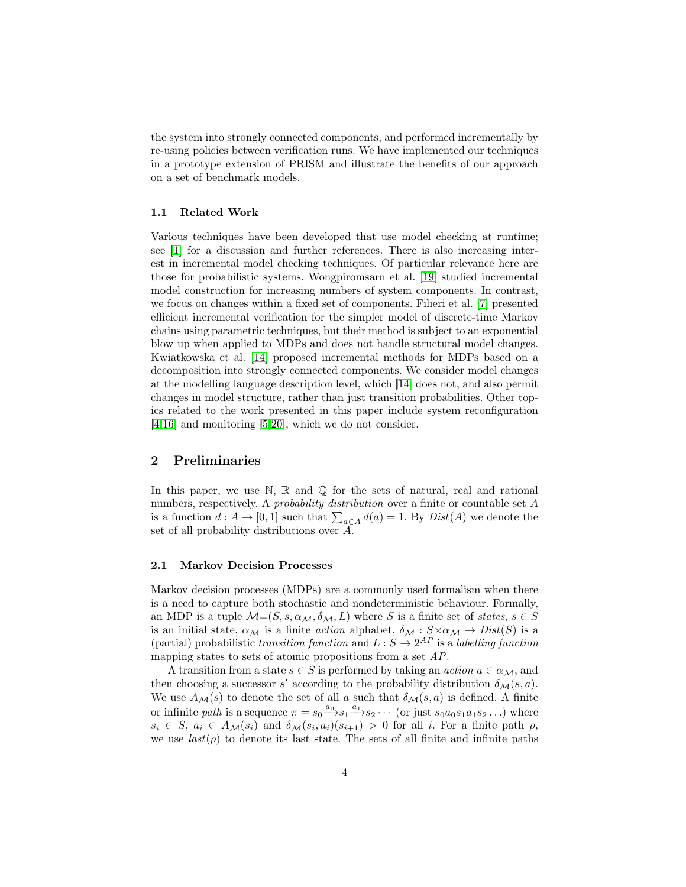the system into strongly connected components, and performed incrementally by re-using policies between verification runs. We have implemented our techniques in a prototype extension of PRISM and illustrate the benefits of our approach on a set of benchmark models.

### 1.1 Related Work

Various techniques have been developed that use model checking at runtime; see [1] for a discussion and further references. There is also increasing interest in incremental model checking techniques. Of particular relevance here are those for probabilistic systems. Wongpiromsarn et al. [19] studied incremental model construction for increasing numbers of system components. In contrast, we focus on changes within a fixed set of components. Filieri et al. [7] presented efficient incremental verification for the simpler model of discrete-time Markov chains using parametric techniques, but their method is subject to an exponential blow up when applied to MDPs and does not handle structural model changes. Kwiatkowska et al. [14] proposed incremental methods for MDPs based on a decomposition into strongly connected components. We consider model changes at the modelling language description level, which [14] does not, and also permit changes in model structure, rather than just transition probabilities. Other topics related to the work presented in this paper include system reconfiguration [4,16] and monitoring [5,20], which we do not consider.

## 2 Preliminaries

In this paper, we use $\mathbb{N}$, $\mathbb{R}$ and $\mathbb{Q}$ for the sets of natural, real and rational numbers, respectively. A *probability distribution* over a finite or countable set $A$ is a function $d : A \to [0, 1]$ such that $\sum_{a \in A} d(a) = 1$. By $\mathit{Dist}(A)$ we denote the set of all probability distributions over $A$.

### 2.1 Markov Decision Processes

Markov decision processes (MDPs) are a commonly used formalism when there is a need to capture both stochastic and nondeterministic behaviour. Formally, an MDP is a tuple $\mathcal{M}{=}(S, \overline{s}, \alpha_{\mathcal{M}}, \delta_{\mathcal{M}}, L)$ where $S$ is a finite set of *states*, $\overline{s} \in S$ is an initial state, $\alpha_{\mathcal{M}}$ is a finite *action* alphabet, $\delta_{\mathcal{M}} : S{\times}\alpha_{\mathcal{M}} \to \mathit{Dist}(S)$ is a (partial) probabilistic *transition function* and $L : S \to 2^{AP}$ is a *labelling function* mapping states to sets of atomic propositions from a set $AP$.

A transition from a state $s \in S$ is performed by taking an *action* $a \in \alpha_{\mathcal{M}}$, and then choosing a successor $s'$ according to the probability distribution $\delta_{\mathcal{M}}(s, a)$. We use $A_{\mathcal{M}}(s)$ to denote the set of all $a$ such that $\delta_{\mathcal{M}}(s, a)$ is defined. A finite or infinite *path* is a sequence $\pi = s_0 \xrightarrow{a_0} s_1 \xrightarrow{a_1} s_2 \cdots$ (or just $s_0 a_0 s_1 a_1 s_2 \ldots$) where $s_i \in S$, $a_i \in A_{\mathcal{M}}(s_i)$ and $\delta_{\mathcal{M}}(s_i, a_i)(s_{i+1}) > 0$ for all $i$. For a finite path $\rho$, we use $\mathit{last}(\rho)$ to denote its last state. The sets of all finite and infinite paths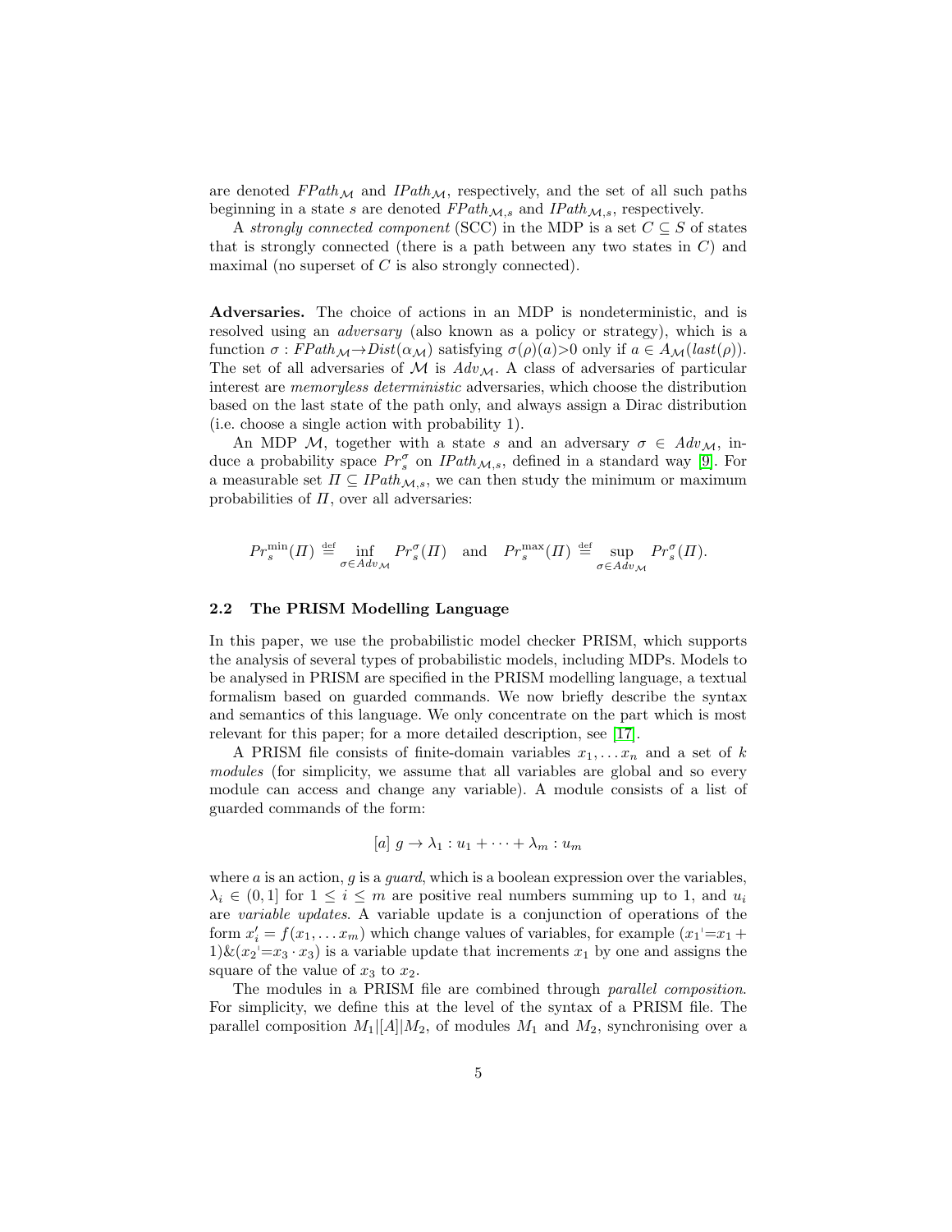are denoted $FPath_{\mathcal{M}}$ and $IPath_{\mathcal{M}}$, respectively, and the set of all such paths beginning in a state $s$ are denoted $FPath_{\mathcal{M},s}$ and $IPath_{\mathcal{M},s}$, respectively.

A *strongly connected component* (SCC) in the MDP is a set $C \subseteq S$ of states that is strongly connected (there is a path between any two states in $C$) and maximal (no superset of $C$ is also strongly connected).

**Adversaries.** The choice of actions in an MDP is nondeterministic, and is resolved using an *adversary* (also known as a policy or strategy), which is a function $\sigma : FPath_{\mathcal{M}} \to Dist(\alpha_{\mathcal{M}})$ satisfying $\sigma(\rho)(a) > 0$ only if $a \in A_{\mathcal{M}}(last(\rho))$. The set of all adversaries of $\mathcal{M}$ is $Adv_{\mathcal{M}}$. A class of adversaries of particular interest are *memoryless deterministic* adversaries, which choose the distribution based on the last state of the path only, and always assign a Dirac distribution (i.e. choose a single action with probability 1).

An MDP $\mathcal{M}$, together with a state $s$ and an adversary $\sigma \in Adv_{\mathcal{M}}$, induce a probability space $Pr^{\sigma}_{s}$ on $IPath_{\mathcal{M},s}$, defined in a standard way [9]. For a measurable set $\Pi \subseteq IPath_{\mathcal{M},s}$, we can then study the minimum or maximum probabilities of $\Pi$, over all adversaries:

$$Pr^{\min}_{s}(\Pi) \stackrel{\text{def}}{=} \inf_{\sigma \in Adv_{\mathcal{M}}} Pr^{\sigma}_{s}(\Pi) \quad \text{and} \quad Pr^{\max}_{s}(\Pi) \stackrel{\text{def}}{=} \sup_{\sigma \in Adv_{\mathcal{M}}} Pr^{\sigma}_{s}(\Pi).$$

### 2.2 The PRISM Modelling Language

In this paper, we use the probabilistic model checker PRISM, which supports the analysis of several types of probabilistic models, including MDPs. Models to be analysed in PRISM are specified in the PRISM modelling language, a textual formalism based on guarded commands. We now briefly describe the syntax and semantics of this language. We only concentrate on the part which is most relevant for this paper; for a more detailed description, see [17].

A PRISM file consists of finite-domain variables $x_1, \ldots x_n$ and a set of $k$ *modules* (for simplicity, we assume that all variables are global and so every module can access and change any variable). A module consists of a list of guarded commands of the form:

$$[a]\ g \to \lambda_1 : u_1 + \cdots + \lambda_m : u_m$$

where $a$ is an action, $g$ is a *guard*, which is a boolean expression over the variables, $\lambda_i \in (0, 1]$ for $1 \leq i \leq m$ are positive real numbers summing up to 1, and $u_i$ are *variable updates*. A variable update is a conjunction of operations of the form $x'_i = f(x_1, \ldots x_m)$ which change values of variables, for example $(x_1{'}{=}x_1 + 1) \& (x_2{'}{=}x_3 \cdot x_3)$ is a variable update that increments $x_1$ by one and assigns the square of the value of $x_3$ to $x_2$.

The modules in a PRISM file are combined through *parallel composition*. For simplicity, we define this at the level of the syntax of a PRISM file. The parallel composition $M_1|[A]|M_2$, of modules $M_1$ and $M_2$, synchronising over a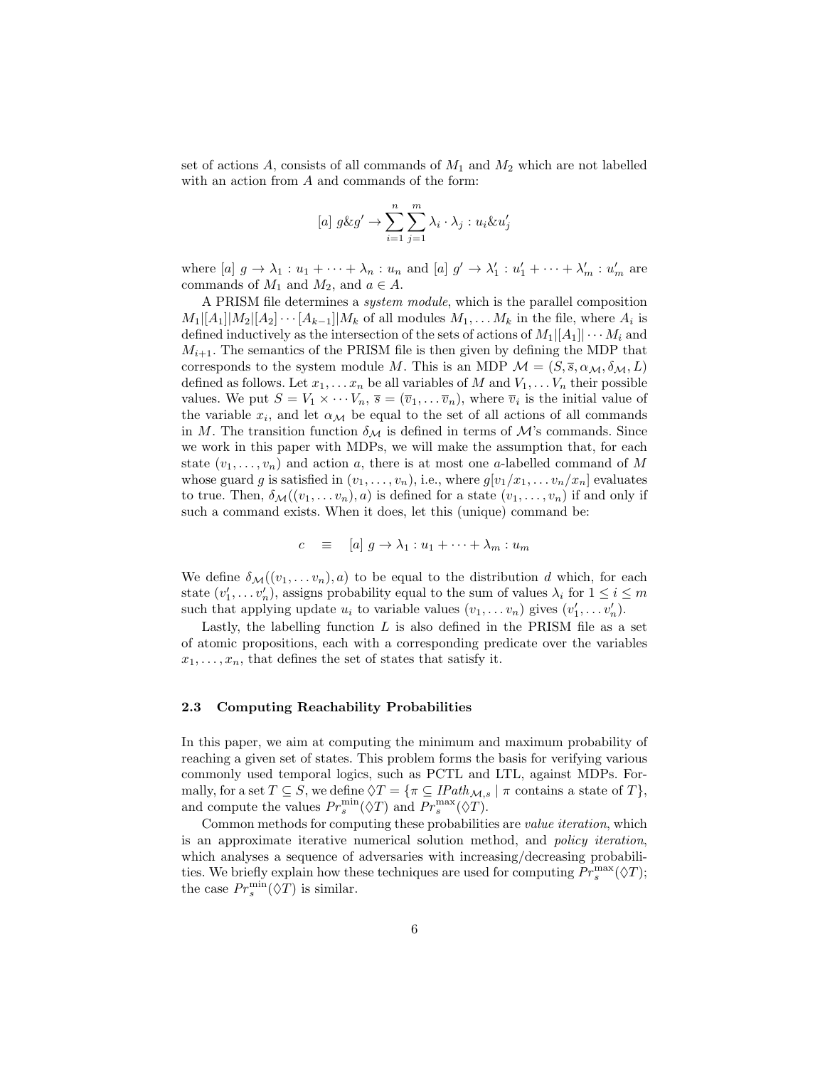set of actions $A$, consists of all commands of $M_1$ and $M_2$ which are not labelled with an action from $A$ and commands of the form:

$$[a]\ g \& g' \rightarrow \sum_{i=1}^{n} \sum_{j=1}^{m} \lambda_i \cdot \lambda_j : u_i \& u'_j$$

where $[a]\ g \rightarrow \lambda_1 : u_1 + \cdots + \lambda_n : u_n$ and $[a]\ g' \rightarrow \lambda'_1 : u'_1 + \cdots + \lambda'_m : u'_m$ are commands of $M_1$ and $M_2$, and $a \in A$.

A PRISM file determines a *system module*, which is the parallel composition $M_1|[A_1]|M_2|[A_2]\cdots[A_{k-1}]|M_k$ of all modules $M_1, \ldots M_k$ in the file, where $A_i$ is defined inductively as the intersection of the sets of actions of $M_1|[A_1]|\cdots M_i$ and $M_{i+1}$. The semantics of the PRISM file is then given by defining the MDP that corresponds to the system module $M$. This is an MDP $\mathcal{M} = (S, \overline{s}, \alpha_{\mathcal{M}}, \delta_{\mathcal{M}}, L)$ defined as follows. Let $x_1, \ldots x_n$ be all variables of $M$ and $V_1, \ldots V_n$ their possible values. We put $S = V_1 \times \cdots V_n$, $\overline{s} = (\overline{v}_1, \ldots \overline{v}_n)$, where $\overline{v}_i$ is the initial value of the variable $x_i$, and let $\alpha_{\mathcal{M}}$ be equal to the set of all actions of all commands in $M$. The transition function $\delta_{\mathcal{M}}$ is defined in terms of $\mathcal{M}$'s commands. Since we work in this paper with MDPs, we will make the assumption that, for each state $(v_1, \ldots, v_n)$ and action $a$, there is at most one $a$-labelled command of $M$ whose guard $g$ is satisfied in $(v_1, \ldots, v_n)$, i.e., where $g[v_1/x_1, \ldots v_n/x_n]$ evaluates to true. Then, $\delta_{\mathcal{M}}((v_1, \ldots v_n), a)$ is defined for a state $(v_1, \ldots, v_n)$ if and only if such a command exists. When it does, let this (unique) command be:

$$c \quad \equiv \quad [a]\ g \rightarrow \lambda_1 : u_1 + \cdots + \lambda_m : u_m$$

We define $\delta_{\mathcal{M}}((v_1, \ldots v_n), a)$ to be equal to the distribution $d$ which, for each state $(v'_1, \ldots v'_n)$, assigns probability equal to the sum of values $\lambda_i$ for $1 \le i \le m$ such that applying update $u_i$ to variable values $(v_1, \ldots v_n)$ gives $(v'_1, \ldots v'_n)$.

Lastly, the labelling function $L$ is also defined in the PRISM file as a set of atomic propositions, each with a corresponding predicate over the variables $x_1, \ldots, x_n$, that defines the set of states that satisfy it.

### 2.3 Computing Reachability Probabilities

In this paper, we aim at computing the minimum and maximum probability of reaching a given set of states. This problem forms the basis for verifying various commonly used temporal logics, such as PCTL and LTL, against MDPs. Formally, for a set $T \subseteq S$, we define $\Diamond T = \{\pi \subseteq \mathit{IPath}_{\mathcal{M},s} \mid \pi \text{ contains a state of } T\}$, and compute the values $Pr^{\min}_s(\Diamond T)$ and $Pr^{\max}_s(\Diamond T)$.

Common methods for computing these probabilities are *value iteration*, which is an approximate iterative numerical solution method, and *policy iteration*, which analyses a sequence of adversaries with increasing/decreasing probabilities. We briefly explain how these techniques are used for computing $Pr^{\max}_s(\Diamond T)$; the case $Pr^{\min}_s(\Diamond T)$ is similar.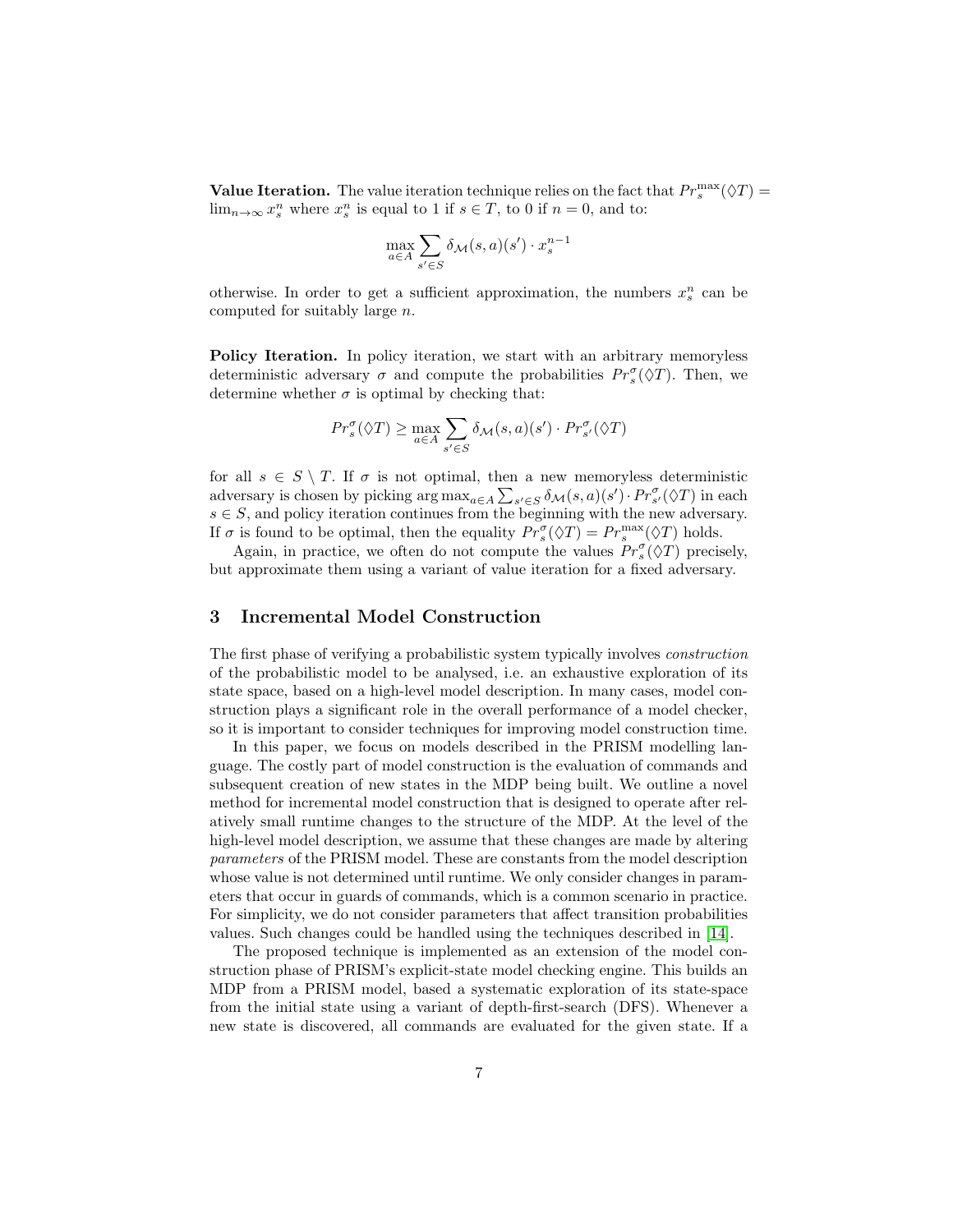**Value Iteration.** The value iteration technique relies on the fact that $Pr_s^{\max}(\Diamond T) = \lim_{n\to\infty} x_s^n$ where $x_s^n$ is equal to 1 if $s \in T$, to 0 if $n = 0$, and to:

$$\max_{a\in A} \sum_{s'\in S} \delta_{\mathcal{M}}(s,a)(s') \cdot x_s^{n-1}$$

otherwise. In order to get a sufficient approximation, the numbers $x_s^n$ can be computed for suitably large $n$.

**Policy Iteration.** In policy iteration, we start with an arbitrary memoryless deterministic adversary $\sigma$ and compute the probabilities $Pr_s^{\sigma}(\Diamond T)$. Then, we determine whether $\sigma$ is optimal by checking that:

$$Pr_s^{\sigma}(\Diamond T) \geq \max_{a\in A} \sum_{s'\in S} \delta_{\mathcal{M}}(s,a)(s') \cdot Pr_{s'}^{\sigma}(\Diamond T)$$

for all $s \in S \setminus T$. If $\sigma$ is not optimal, then a new memoryless deterministic adversary is chosen by picking $\arg\max_{a\in A} \sum_{s'\in S} \delta_{\mathcal{M}}(s,a)(s') \cdot Pr_{s'}^{\sigma}(\Diamond T)$ in each $s \in S$, and policy iteration continues from the beginning with the new adversary. If $\sigma$ is found to be optimal, then the equality $Pr_s^{\sigma}(\Diamond T) = Pr_s^{\max}(\Diamond T)$ holds.

Again, in practice, we often do not compute the values $Pr_s^{\sigma}(\Diamond T)$ precisely, but approximate them using a variant of value iteration for a fixed adversary.

## 3 Incremental Model Construction

The first phase of verifying a probabilistic system typically involves *construction* of the probabilistic model to be analysed, i.e. an exhaustive exploration of its state space, based on a high-level model description. In many cases, model construction plays a significant role in the overall performance of a model checker, so it is important to consider techniques for improving model construction time.

In this paper, we focus on models described in the PRISM modelling language. The costly part of model construction is the evaluation of commands and subsequent creation of new states in the MDP being built. We outline a novel method for incremental model construction that is designed to operate after relatively small runtime changes to the structure of the MDP. At the level of the high-level model description, we assume that these changes are made by altering *parameters* of the PRISM model. These are constants from the model description whose value is not determined until runtime. We only consider changes in parameters that occur in guards of commands, which is a common scenario in practice. For simplicity, we do not consider parameters that affect transition probabilities values. Such changes could be handled using the techniques described in [14].

The proposed technique is implemented as an extension of the model construction phase of PRISM's explicit-state model checking engine. This builds an MDP from a PRISM model, based a systematic exploration of its state-space from the initial state using a variant of depth-first-search (DFS). Whenever a new state is discovered, all commands are evaluated for the given state. If a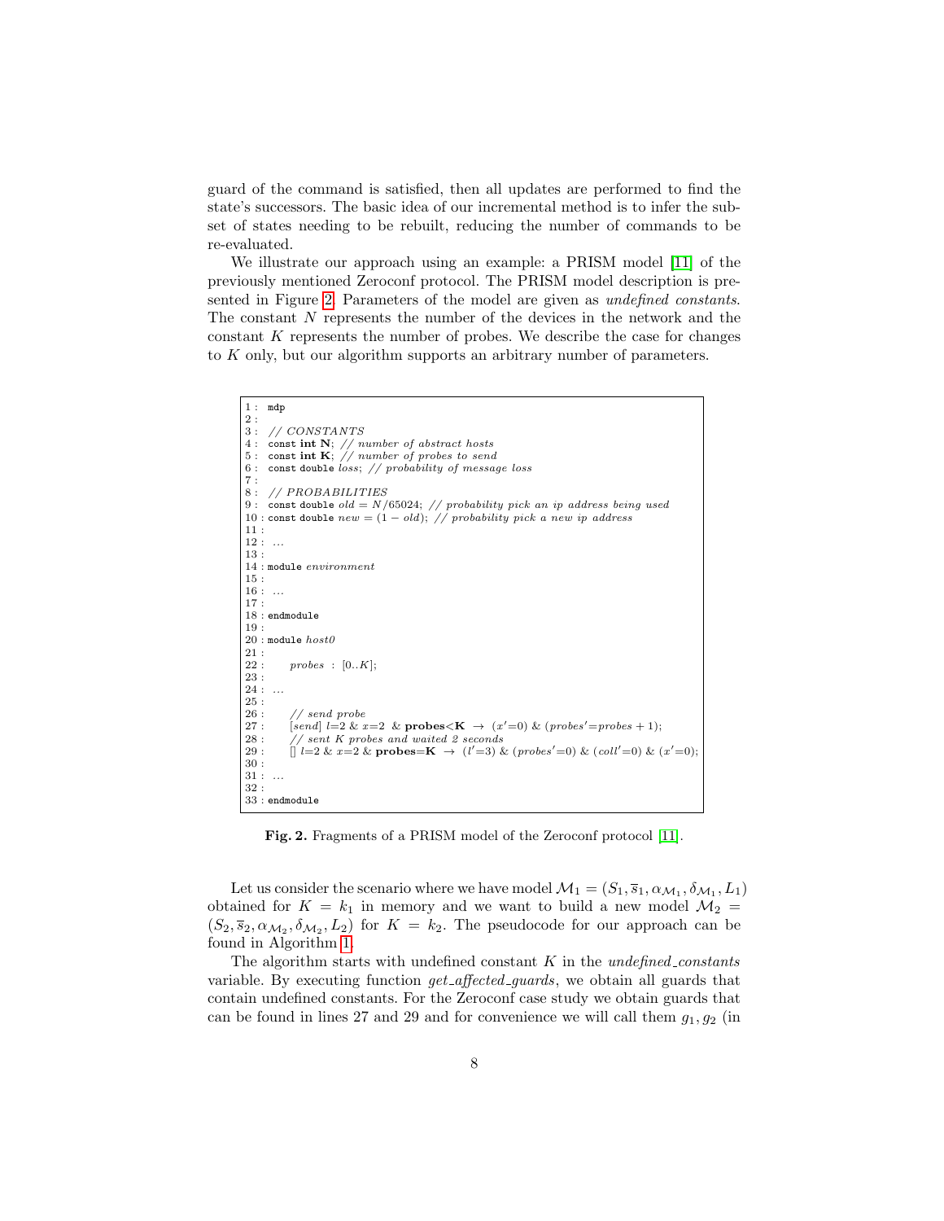guard of the command is satisfied, then all updates are performed to find the state's successors. The basic idea of our incremental method is to infer the subset of states needing to be rebuilt, reducing the number of commands to be re-evaluated.

We illustrate our approach using an example: a PRISM model [11] of the previously mentioned Zeroconf protocol. The PRISM model description is presented in Figure 2. Parameters of the model are given as *undefined constants*. The constant $N$ represents the number of the devices in the network and the constant $K$ represents the number of probes. We describe the case for changes to $K$ only, but our algorithm supports an arbitrary number of parameters.

```
1 :  mdp
2 :
3 :  // CONSTANTS
4 :  const int N; // number of abstract hosts
5 :  const int K; // number of probes to send
6 :  const double loss; // probability of message loss
7 :
8 :  // PROBABILITIES
9 :  const double old = N/65024; // probability pick an ip address being used
10 : const double new = (1 − old); // probability pick a new ip address
11 :
12 :  ...
13 :
14 : module environment
15 :
16 :  ...
17 :
18 : endmodule
19 :
20 : module host0
21 :
22 :     probes : [0..K];
23 :
24 :  ...
25 :
26 :     // send probe
27 :     [send] l=2 & x=2 & probes<K → (x'=0) & (probes'=probes + 1);
28 :     // sent K probes and waited 2 seconds
29 :     [] l=2 & x=2 & probes=K → (l'=3) & (probes'=0) & (coll'=0) & (x'=0);
30 :
31 :  ...
32 :
33 : endmodule
```

**Fig. 2.** Fragments of a PRISM model of the Zeroconf protocol [11].

Let us consider the scenario where we have model $\mathcal{M}_1 = (S_1, \overline{s}_1, \alpha_{\mathcal{M}_1}, \delta_{\mathcal{M}_1}, L_1)$ obtained for $K = k_1$ in memory and we want to build a new model $\mathcal{M}_2 = (S_2, \overline{s}_2, \alpha_{\mathcal{M}_2}, \delta_{\mathcal{M}_2}, L_2)$ for $K = k_2$. The pseudocode for our approach can be found in Algorithm 1.

The algorithm starts with undefined constant $K$ in the *undefined_constants* variable. By executing function *get_affected_guards*, we obtain all guards that contain undefined constants. For the Zeroconf case study we obtain guards that can be found in lines 27 and 29 and for convenience we will call them $g_1, g_2$ (in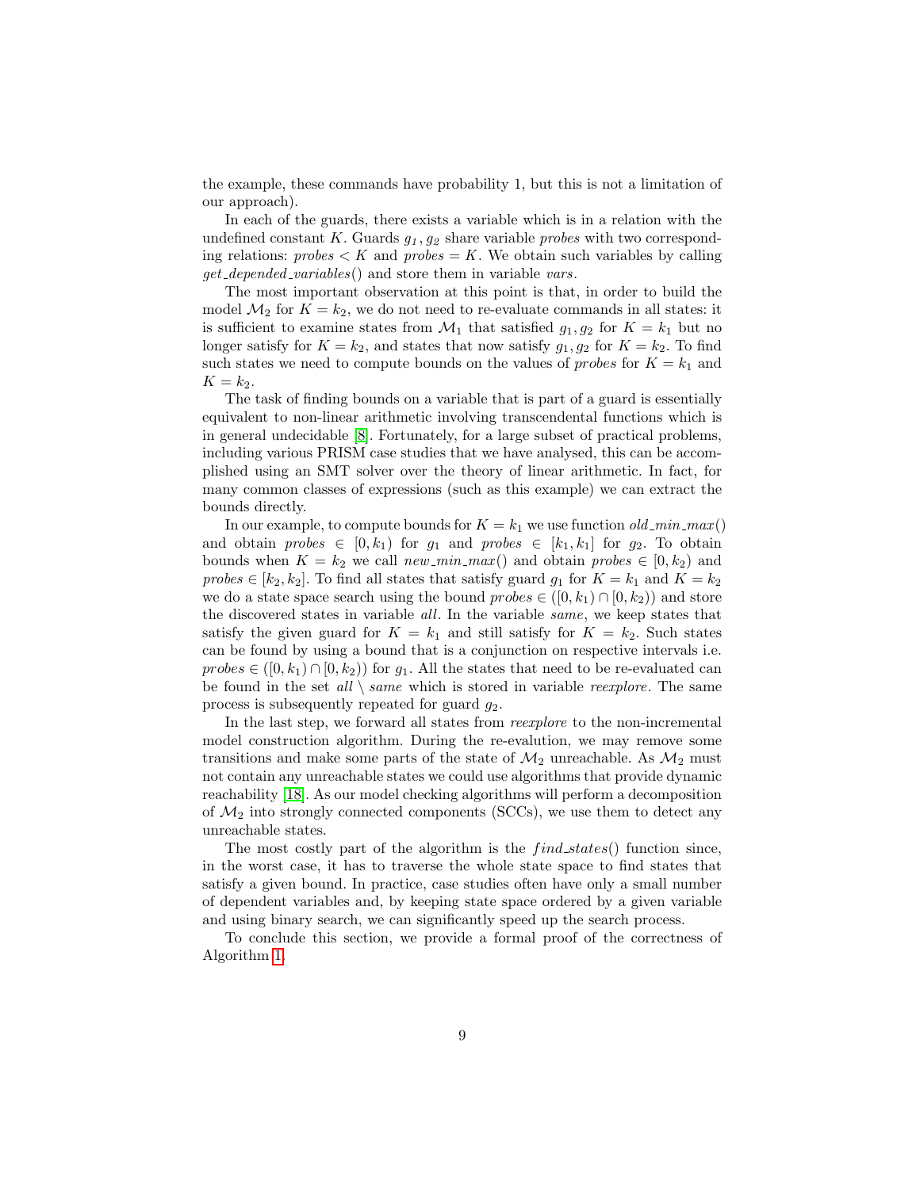the example, these commands have probability 1, but this is not a limitation of our approach).

In each of the guards, there exists a variable which is in a relation with the undefined constant $K$. Guards $g_1, g_2$ share variable *probes* with two corresponding relations: $probes < K$ and $probes = K$. We obtain such variables by calling *get_depended_variables*() and store them in variable *vars*.

The most important observation at this point is that, in order to build the model $\mathcal{M}_2$ for $K = k_2$, we do not need to re-evaluate commands in all states: it is sufficient to examine states from $\mathcal{M}_1$ that satisfied $g_1, g_2$ for $K = k_1$ but no longer satisfy for $K = k_2$, and states that now satisfy $g_1, g_2$ for $K = k_2$. To find such states we need to compute bounds on the values of *probes* for $K = k_1$ and $K = k_2$.

The task of finding bounds on a variable that is part of a guard is essentially equivalent to non-linear arithmetic involving transcendental functions which is in general undecidable [8]. Fortunately, for a large subset of practical problems, including various PRISM case studies that we have analysed, this can be accomplished using an SMT solver over the theory of linear arithmetic. In fact, for many common classes of expressions (such as this example) we can extract the bounds directly.

In our example, to compute bounds for $K = k_1$ we use function *old_min_max*() and obtain $probes \in [0, k_1)$ for $g_1$ and $probes \in [k_1, k_1]$ for $g_2$. To obtain bounds when $K = k_2$ we call *new_min_max*() and obtain $probes \in [0, k_2)$ and $probes \in [k_2, k_2]$. To find all states that satisfy guard $g_1$ for $K = k_1$ and $K = k_2$ we do a state space search using the bound $probes \in ([0, k_1) \cap [0, k_2))$ and store the discovered states in variable *all*. In the variable *same*, we keep states that satisfy the given guard for $K = k_1$ and still satisfy for $K = k_2$. Such states can be found by using a bound that is a conjunction on respective intervals i.e. $probes \in ([0, k_1) \cap [0, k_2))$ for $g_1$. All the states that need to be re-evaluated can be found in the set $all \setminus same$ which is stored in variable *reexplore*. The same process is subsequently repeated for guard $g_2$.

In the last step, we forward all states from *reexplore* to the non-incremental model construction algorithm. During the re-evalution, we may remove some transitions and make some parts of the state of $\mathcal{M}_2$ unreachable. As $\mathcal{M}_2$ must not contain any unreachable states we could use algorithms that provide dynamic reachability [18]. As our model checking algorithms will perform a decomposition of $\mathcal{M}_2$ into strongly connected components (SCCs), we use them to detect any unreachable states.

The most costly part of the algorithm is the *find_states*() function since, in the worst case, it has to traverse the whole state space to find states that satisfy a given bound. In practice, case studies often have only a small number of dependent variables and, by keeping state space ordered by a given variable and using binary search, we can significantly speed up the search process.

To conclude this section, we provide a formal proof of the correctness of Algorithm 1.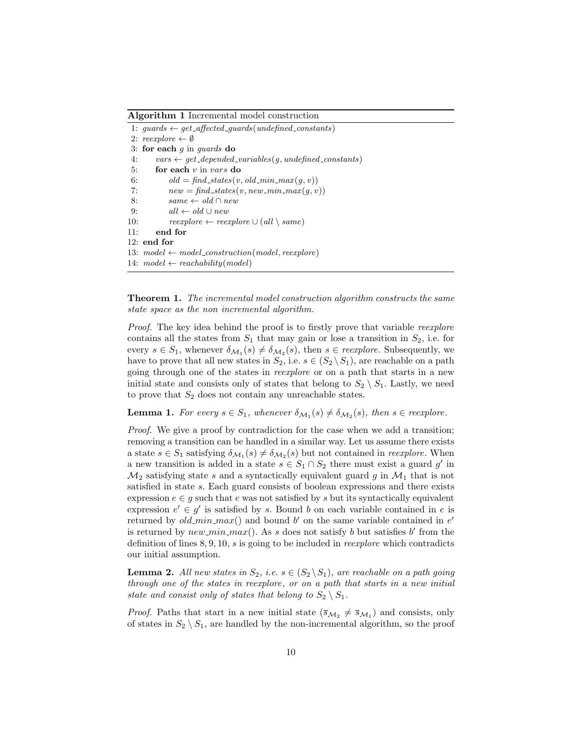**Algorithm 1** Incremental model construction

```
1: guards ← get_affected_guards(undefined_constants)
2: reexplore ← ∅
3: for each g in guards do
4:     vars ← get_depended_variables(g, undefined_constants)
5:     for each v in vars do
6:         old = find_states(v, old_min_max(g, v))
7:         new = find_states(v, new_min_max(g, v))
8:         same ← old ∩ new
9:         all ← old ∪ new
10:        reexplore ← reexplore ∪ (all \ same)
11:    end for
12: end for
13: model ← model_construction(model, reexplore)
14: model ← reachability(model)
```

**Theorem 1.** *The incremental model construction algorithm constructs the same state space as the non incremental algorithm.*

*Proof.* The key idea behind the proof is to firstly prove that variable *reexplore* contains all the states from $S_1$ that may gain or lose a transition in $S_2$, i.e. for every $s \in S_1$, whenever $\delta_{\mathcal{M}_1}(s) \neq \delta_{\mathcal{M}_2}(s)$, then $s \in$ *reexplore*. Subsequently, we have to prove that all new states in $S_2$, i.e. $s \in (S_2 \setminus S_1)$, are reachable on a path going through one of the states in *reexplore* or on a path that starts in a new initial state and consists only of states that belong to $S_2 \setminus S_1$. Lastly, we need to prove that $S_2$ does not contain any unreachable states.

**Lemma 1.** *For every $s \in S_1$, whenever $\delta_{\mathcal{M}_1}(s) \neq \delta_{\mathcal{M}_2}(s)$, then $s \in$ reexplore.*

*Proof.* We give a proof by contradiction for the case when we add a transition; removing a transition can be handled in a similar way. Let us assume there exists a state $s \in S_1$ satisfying $\delta_{\mathcal{M}_1}(s) \neq \delta_{\mathcal{M}_2}(s)$ but not contained in *reexplore*. When a new transition is added in a state $s \in S_1 \cap S_2$ there must exist a guard $g'$ in $\mathcal{M}_2$ satisfying state $s$ and a syntactically equivalent guard $g$ in $\mathcal{M}_1$ that is not satisfied in state $s$. Each guard consists of boolean expressions and there exists expression $e \in g$ such that $e$ was not satisfied by $s$ but its syntactically equivalent expression $e' \in g'$ is satisfied by $s$. Bound $b$ on each variable contained in $e$ is returned by *old_min_max*() and bound $b'$ on the same variable contained in $e'$ is returned by *new_min_max*(). As $s$ does not satisfy $b$ but satisfies $b'$ from the definition of lines $8, 9, 10$, $s$ is going to be included in *reexplore* which contradicts our initial assumption.

**Lemma 2.** *All new states in $S_2$, i.e. $s \in (S_2 \setminus S_1)$, are reachable on a path going through one of the states in reexplore, or on a path that starts in a new initial state and consist only of states that belong to $S_2 \setminus S_1$.*

*Proof.* Paths that start in a new initial state ($\overline{s}_{\mathcal{M}_2} \neq \overline{s}_{\mathcal{M}_1}$) and consists, only of states in $S_2 \setminus S_1$, are handled by the non-incremental algorithm, so the proof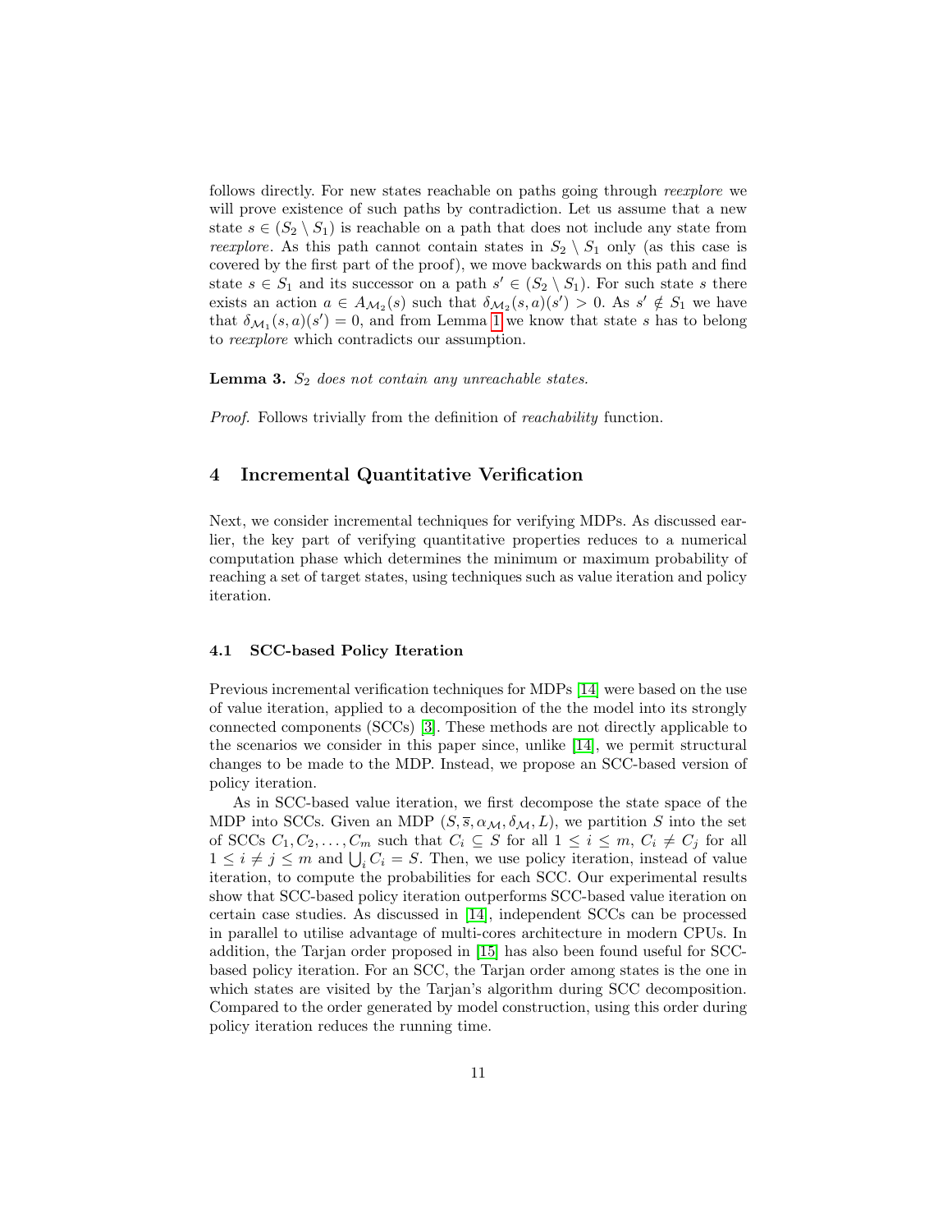follows directly. For new states reachable on paths going through *reexplore* we will prove existence of such paths by contradiction. Let us assume that a new state $s \in (S_2 \setminus S_1)$ is reachable on a path that does not include any state from *reexplore*. As this path cannot contain states in $S_2 \setminus S_1$ only (as this case is covered by the first part of the proof), we move backwards on this path and find state $s \in S_1$ and its successor on a path $s' \in (S_2 \setminus S_1)$. For such state $s$ there exists an action $a \in A_{\mathcal{M}_2}(s)$ such that $\delta_{\mathcal{M}_2}(s,a)(s') > 0$. As $s' \notin S_1$ we have that $\delta_{\mathcal{M}_1}(s,a)(s') = 0$, and from Lemma 1 we know that state $s$ has to belong to *reexplore* which contradicts our assumption.

**Lemma 3.** *$S_2$ does not contain any unreachable states.*

*Proof.* Follows trivially from the definition of *reachability* function.

## 4 Incremental Quantitative Verification

Next, we consider incremental techniques for verifying MDPs. As discussed earlier, the key part of verifying quantitative properties reduces to a numerical computation phase which determines the minimum or maximum probability of reaching a set of target states, using techniques such as value iteration and policy iteration.

### 4.1 SCC-based Policy Iteration

Previous incremental verification techniques for MDPs [14] were based on the use of value iteration, applied to a decomposition of the the model into its strongly connected components (SCCs) [3]. These methods are not directly applicable to the scenarios we consider in this paper since, unlike [14], we permit structural changes to be made to the MDP. Instead, we propose an SCC-based version of policy iteration.

As in SCC-based value iteration, we first decompose the state space of the MDP into SCCs. Given an MDP $(S, \overline{s}, \alpha_{\mathcal{M}}, \delta_{\mathcal{M}}, L)$, we partition $S$ into the set of SCCs $C_1, C_2, \ldots, C_m$ such that $C_i \subseteq S$ for all $1 \leq i \leq m$, $C_i \neq C_j$ for all $1 \leq i \neq j \leq m$ and $\bigcup_i C_i = S$. Then, we use policy iteration, instead of value iteration, to compute the probabilities for each SCC. Our experimental results show that SCC-based policy iteration outperforms SCC-based value iteration on certain case studies. As discussed in [14], independent SCCs can be processed in parallel to utilise advantage of multi-cores architecture in modern CPUs. In addition, the Tarjan order proposed in [15] has also been found useful for SCC-based policy iteration. For an SCC, the Tarjan order among states is the one in which states are visited by the Tarjan's algorithm during SCC decomposition. Compared to the order generated by model construction, using this order during policy iteration reduces the running time.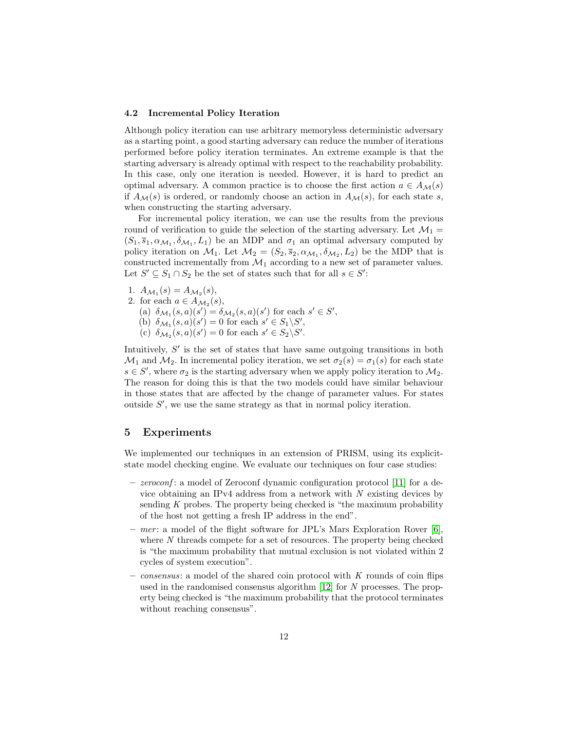### 4.2 Incremental Policy Iteration

Although policy iteration can use arbitrary memoryless deterministic adversary as a starting point, a good starting adversary can reduce the number of iterations performed before policy iteration terminates. An extreme example is that the starting adversary is already optimal with respect to the reachability probability. In this case, only one iteration is needed. However, it is hard to predict an optimal adversary. A common practice is to choose the first action $a \in A_{\mathcal{M}}(s)$ if $A_{\mathcal{M}}(s)$ is ordered, or randomly choose an action in $A_{\mathcal{M}}(s)$, for each state $s$, when constructing the starting adversary.

For incremental policy iteration, we can use the results from the previous round of verification to guide the selection of the starting adversary. Let $\mathcal{M}_1 = (S_1, \overline{s}_1, \alpha_{\mathcal{M}_1}, \delta_{\mathcal{M}_1}, L_1)$ be an MDP and $\sigma_1$ an optimal adversary computed by policy iteration on $\mathcal{M}_1$. Let $\mathcal{M}_2 = (S_2, \overline{s}_2, \alpha_{\mathcal{M}_1}, \delta_{\mathcal{M}_2}, L_2)$ be the MDP that is constructed incrementally from $\mathcal{M}_1$ according to a new set of parameter values. Let $S' \subseteq S_1 \cap S_2$ be the set of states such that for all $s \in S'$:

1. $A_{\mathcal{M}_1}(s) = A_{\mathcal{M}_2}(s)$,
2. for each $a \in A_{\mathcal{M}_2}(s)$,
   (a) $\delta_{\mathcal{M}_1}(s,a)(s') = \delta_{\mathcal{M}_2}(s,a)(s')$ for each $s' \in S'$,
   (b) $\delta_{\mathcal{M}_1}(s,a)(s') = 0$ for each $s' \in S_1 \backslash S'$,
   (c) $\delta_{\mathcal{M}_2}(s,a)(s') = 0$ for each $s' \in S_2 \backslash S'$.

Intuitively, $S'$ is the set of states that have same outgoing transitions in both $\mathcal{M}_1$ and $\mathcal{M}_2$. In incremental policy iteration, we set $\sigma_2(s) = \sigma_1(s)$ for each state $s \in S'$, where $\sigma_2$ is the starting adversary when we apply policy iteration to $\mathcal{M}_2$. The reason for doing this is that the two models could have similar behaviour in those states that are affected by the change of parameter values. For states outside $S'$, we use the same strategy as that in normal policy iteration.

## 5 Experiments

We implemented our techniques in an extension of PRISM, using its explicit-state model checking engine. We evaluate our techniques on four case studies:

- *zeroconf*: a model of Zeroconf dynamic configuration protocol [11] for a device obtaining an IPv4 address from a network with $N$ existing devices by sending $K$ probes. The property being checked is "the maximum probability of the host not getting a fresh IP address in the end".
- *mer*: a model of the flight software for JPL's Mars Exploration Rover [6], where $N$ threads compete for a set of resources. The property being checked is "the maximum probability that mutual exclusion is not violated within 2 cycles of system execution".
- *consensus*: a model of the shared coin protocol with $K$ rounds of coin flips used in the randomised consensus algorithm [12] for $N$ processes. The property being checked is "the maximum probability that the protocol terminates without reaching consensus".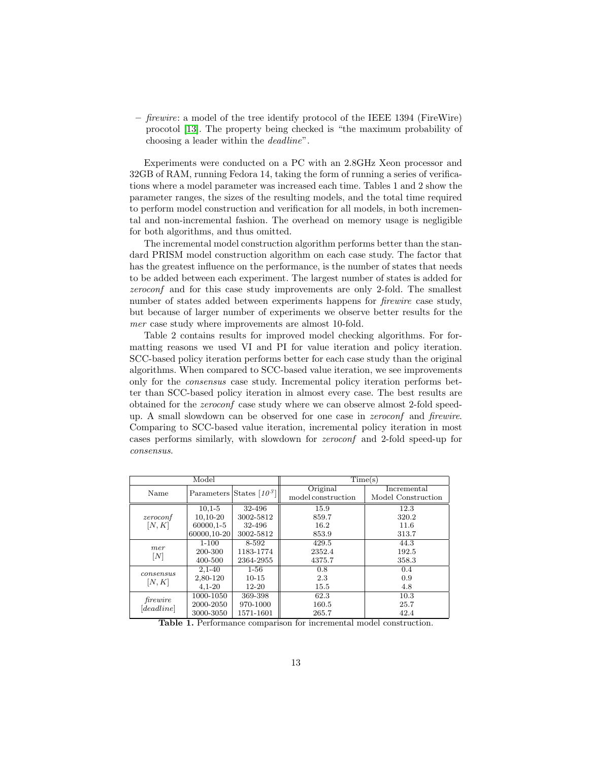– *firewire*: a model of the tree identify protocol of the IEEE 1394 (FireWire) procotol [13]. The property being checked is "the maximum probability of choosing a leader within the *deadline*".

Experiments were conducted on a PC with an 2.8GHz Xeon processor and 32GB of RAM, running Fedora 14, taking the form of running a series of verifications where a model parameter was increased each time. Tables 1 and 2 show the parameter ranges, the sizes of the resulting models, and the total time required to perform model construction and verification for all models, in both incremental and non-incremental fashion. The overhead on memory usage is negligible for both algorithms, and thus omitted.

The incremental model construction algorithm performs better than the standard PRISM model construction algorithm on each case study. The factor that has the greatest influence on the performance, is the number of states that needs to be added between each experiment. The largest number of states is added for *zeroconf* and for this case study improvements are only 2-fold. The smallest number of states added between experiments happens for *firewire* case study, but because of larger number of experiments we observe better results for the *mer* case study where improvements are almost 10-fold.

Table 2 contains results for improved model checking algorithms. For formatting reasons we used VI and PI for value iteration and policy iteration. SCC-based policy iteration performs better for each case study than the original algorithms. When compared to SCC-based value iteration, we see improvements only for the *consensus* case study. Incremental policy iteration performs better than SCC-based policy iteration in almost every case. The best results are obtained for the *zeroconf* case study where we can observe almost 2-fold speed-up. A small slowdown can be observed for one case in *zeroconf* and *firewire*. Comparing to SCC-based value iteration, incremental policy iteration in most cases performs similarly, with slowdown for *zeroconf* and 2-fold speed-up for *consensus*.

| Model | | | Time(s) | |
|---|---|---|---|---|
| Name | Parameters | States [$10^3$] | Original model construction | Incremental Model Construction |
| *zeroconf* [$N, K$] | 10,1-5 | 32-496 | 15.9 | 12.3 |
| | 10,10-20 | 3002-5812 | 859.7 | 320.2 |
| | 60000,1-5 | 32-496 | 16.2 | 11.6 |
| | 60000,10-20 | 3002-5812 | 853.9 | 313.7 |
| *mer* [$N$] | 1-100 | 8-592 | 429.5 | 44.3 |
| | 200-300 | 1183-1774 | 2352.4 | 192.5 |
| | 400-500 | 2364-2955 | 4375.7 | 358.3 |
| *consensus* [$N, K$] | 2,1-40 | 1-56 | 0.8 | 0.4 |
| | 2,80-120 | 10-15 | 2.3 | 0.9 |
| | 4,1-20 | 12-20 | 15.5 | 4.8 |
| *firewire* [*deadline*] | 1000-1050 | 369-398 | 62.3 | 10.3 |
| | 2000-2050 | 970-1000 | 160.5 | 25.7 |
| | 3000-3050 | 1571-1601 | 265.7 | 42.4 |

**Table 1.** Performance comparison for incremental model construction.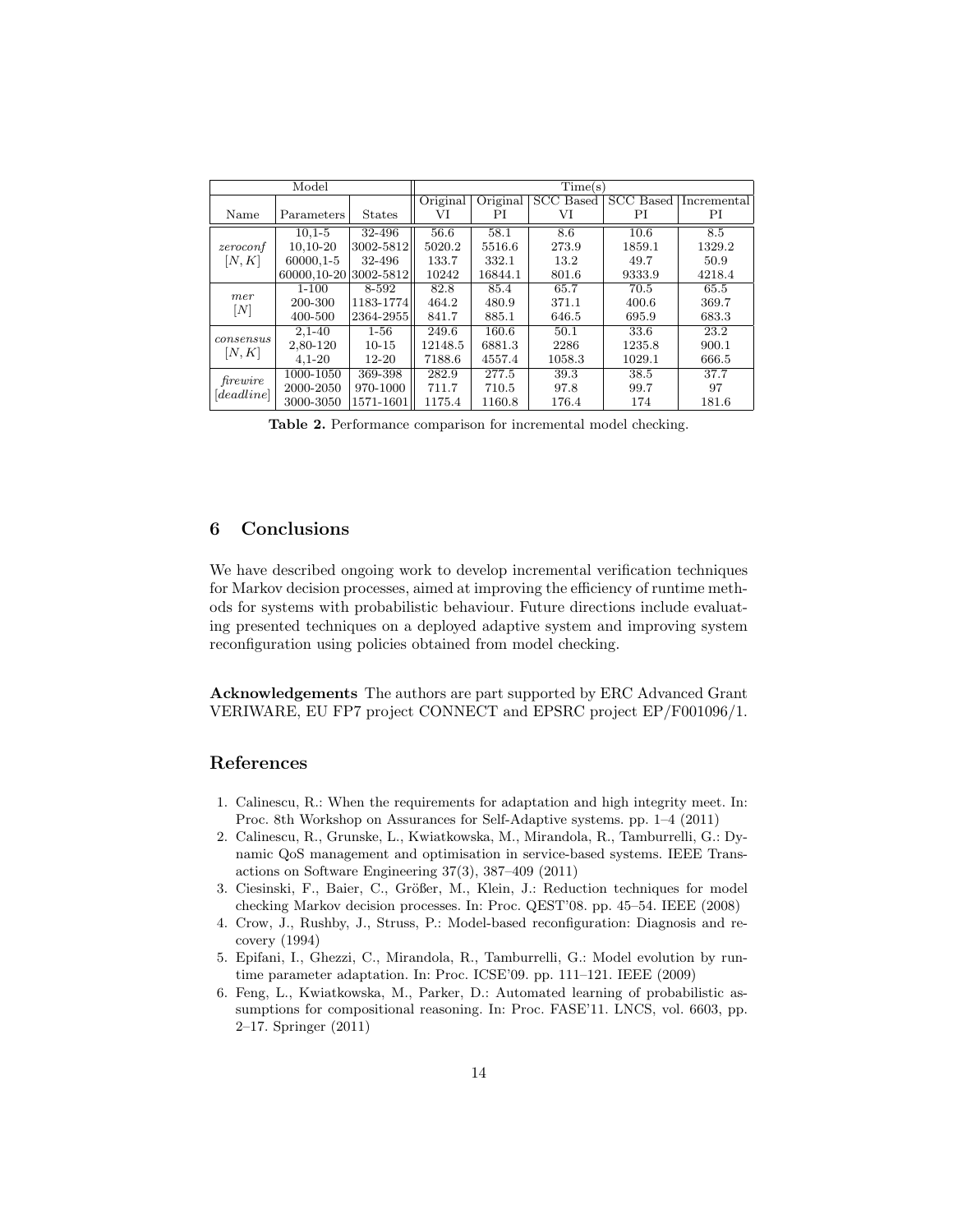| Model | | | Time(s) | | | | |
|---|---|---|---|---|---|---|---|
| Name | Parameters | States | Original VI | Original PI | SCC Based VI | SCC Based PI | Incremental PI |
| *zeroconf* $[N, K]$ | 10,1-5 | 32-496 | 56.6 | 58.1 | 8.6 | 10.6 | 8.5 |
| | 10,10-20 | 3002-5812 | 5020.2 | 5516.6 | 273.9 | 1859.1 | 1329.2 |
| | 60000,1-5 | 32-496 | 133.7 | 332.1 | 13.2 | 49.7 | 50.9 |
| | 60000,10-20 | 3002-5812 | 10242 | 16844.1 | 801.6 | 9333.9 | 4218.4 |
| *mer* $[N]$ | 1-100 | 8-592 | 82.8 | 85.4 | 65.7 | 70.5 | 65.5 |
| | 200-300 | 1183-1774 | 464.2 | 480.9 | 371.1 | 400.6 | 369.7 |
| | 400-500 | 2364-2955 | 841.7 | 885.1 | 646.5 | 695.9 | 683.3 |
| *consensus* $[N, K]$ | 2,1-40 | 1-56 | 249.6 | 160.6 | 50.1 | 33.6 | 23.2 |
| | 2,80-120 | 10-15 | 12148.5 | 6881.3 | 2286 | 1235.8 | 900.1 |
| | 4,1-20 | 12-20 | 7188.6 | 4557.4 | 1058.3 | 1029.1 | 666.5 |
| *firewire* $[deadline]$ | 1000-1050 | 369-398 | 282.9 | 277.5 | 39.3 | 38.5 | 37.7 |
| | 2000-2050 | 970-1000 | 711.7 | 710.5 | 97.8 | 99.7 | 97 |
| | 3000-3050 | 1571-1601 | 1175.4 | 1160.8 | 176.4 | 174 | 181.6 |

**Table 2.** Performance comparison for incremental model checking.

## 6 Conclusions

We have described ongoing work to develop incremental verification techniques for Markov decision processes, aimed at improving the efficiency of runtime methods for systems with probabilistic behaviour. Future directions include evaluating presented techniques on a deployed adaptive system and improving system reconfiguration using policies obtained from model checking.

**Acknowledgements** The authors are part supported by ERC Advanced Grant VERIWARE, EU FP7 project CONNECT and EPSRC project EP/F001096/1.

## References

1. Calinescu, R.: When the requirements for adaptation and high integrity meet. In: Proc. 8th Workshop on Assurances for Self-Adaptive systems. pp. 1–4 (2011)
2. Calinescu, R., Grunske, L., Kwiatkowska, M., Mirandola, R., Tamburrelli, G.: Dynamic QoS management and optimisation in service-based systems. IEEE Transactions on Software Engineering 37(3), 387–409 (2011)
3. Ciesinski, F., Baier, C., Größer, M., Klein, J.: Reduction techniques for model checking Markov decision processes. In: Proc. QEST'08. pp. 45–54. IEEE (2008)
4. Crow, J., Rushby, J., Struss, P.: Model-based reconfiguration: Diagnosis and recovery (1994)
5. Epifani, I., Ghezzi, C., Mirandola, R., Tamburrelli, G.: Model evolution by runtime parameter adaptation. In: Proc. ICSE'09. pp. 111–121. IEEE (2009)
6. Feng, L., Kwiatkowska, M., Parker, D.: Automated learning of probabilistic assumptions for compositional reasoning. In: Proc. FASE'11. LNCS, vol. 6603, pp. 2–17. Springer (2011)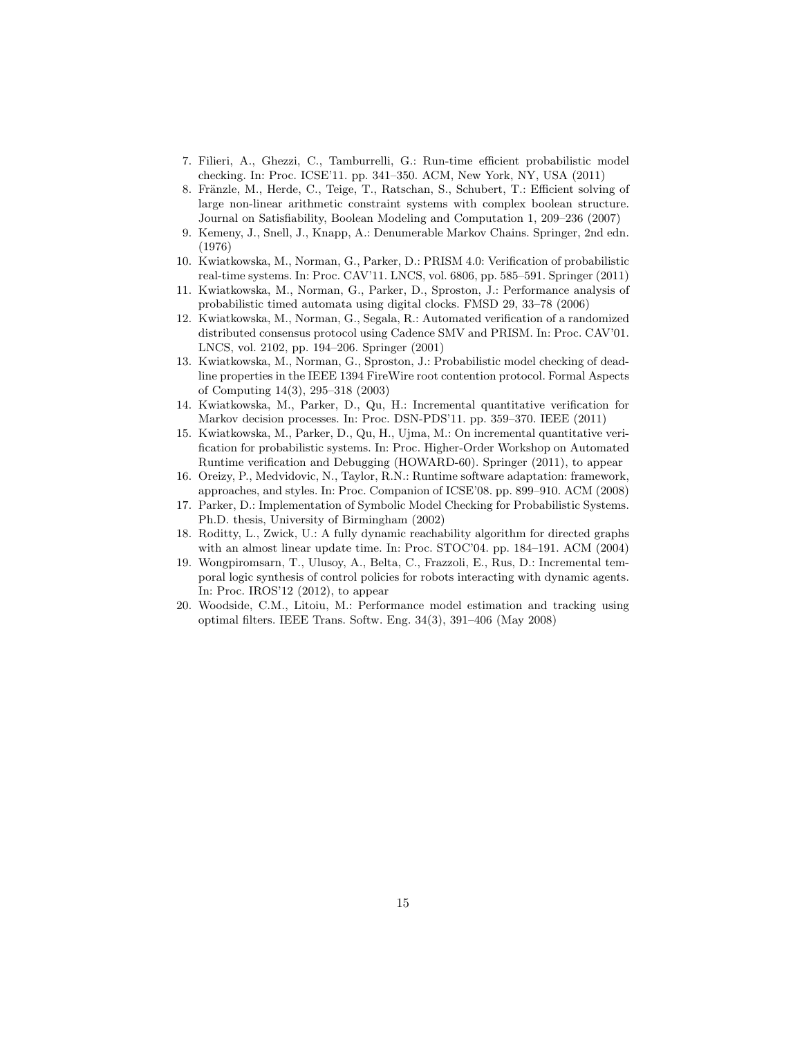7. Filieri, A., Ghezzi, C., Tamburrelli, G.: Run-time efficient probabilistic model checking. In: Proc. ICSE'11. pp. 341–350. ACM, New York, NY, USA (2011)
8. Fränzle, M., Herde, C., Teige, T., Ratschan, S., Schubert, T.: Efficient solving of large non-linear arithmetic constraint systems with complex boolean structure. Journal on Satisfiability, Boolean Modeling and Computation 1, 209–236 (2007)
9. Kemeny, J., Snell, J., Knapp, A.: Denumerable Markov Chains. Springer, 2nd edn. (1976)
10. Kwiatkowska, M., Norman, G., Parker, D.: PRISM 4.0: Verification of probabilistic real-time systems. In: Proc. CAV'11. LNCS, vol. 6806, pp. 585–591. Springer (2011)
11. Kwiatkowska, M., Norman, G., Parker, D., Sproston, J.: Performance analysis of probabilistic timed automata using digital clocks. FMSD 29, 33–78 (2006)
12. Kwiatkowska, M., Norman, G., Segala, R.: Automated verification of a randomized distributed consensus protocol using Cadence SMV and PRISM. In: Proc. CAV'01. LNCS, vol. 2102, pp. 194–206. Springer (2001)
13. Kwiatkowska, M., Norman, G., Sproston, J.: Probabilistic model checking of deadline properties in the IEEE 1394 FireWire root contention protocol. Formal Aspects of Computing 14(3), 295–318 (2003)
14. Kwiatkowska, M., Parker, D., Qu, H.: Incremental quantitative verification for Markov decision processes. In: Proc. DSN-PDS'11. pp. 359–370. IEEE (2011)
15. Kwiatkowska, M., Parker, D., Qu, H., Ujma, M.: On incremental quantitative verification for probabilistic systems. In: Proc. Higher-Order Workshop on Automated Runtime verification and Debugging (HOWARD-60). Springer (2011), to appear
16. Oreizy, P., Medvidovic, N., Taylor, R.N.: Runtime software adaptation: framework, approaches, and styles. In: Proc. Companion of ICSE'08. pp. 899–910. ACM (2008)
17. Parker, D.: Implementation of Symbolic Model Checking for Probabilistic Systems. Ph.D. thesis, University of Birmingham (2002)
18. Roditty, L., Zwick, U.: A fully dynamic reachability algorithm for directed graphs with an almost linear update time. In: Proc. STOC'04. pp. 184–191. ACM (2004)
19. Wongpiromsarn, T., Ulusoy, A., Belta, C., Frazzoli, E., Rus, D.: Incremental temporal logic synthesis of control policies for robots interacting with dynamic agents. In: Proc. IROS'12 (2012), to appear
20. Woodside, C.M., Litoiu, M.: Performance model estimation and tracking using optimal filters. IEEE Trans. Softw. Eng. 34(3), 391–406 (May 2008)